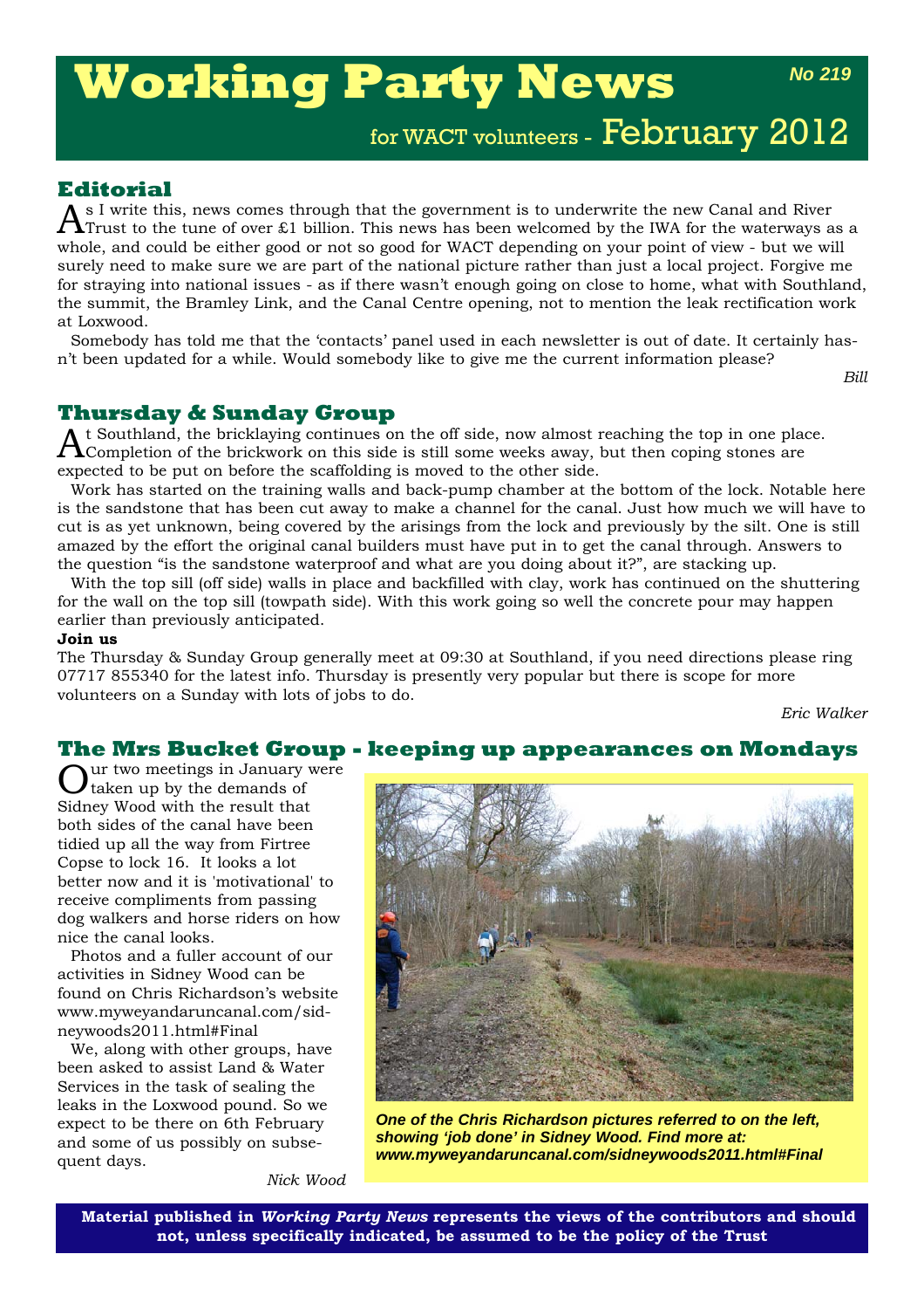# Working Party News

**No 219**

for WACT volunteers - February 2012

## Editorial

As I write this, news comes through that the government is to underwrite the new Canal and River Trust to the tune of over £1 billion. This news has been welcomed by the IWA for the waterways as a whole, and could be either good or not so good for WACT depending on your point of view - but we will surely need to make sure we are part of the national picture rather than just a local project. Forgive me for straying into national issues - as if there wasn't enough going on close to home, what with Southland, the summit, the Bramley Link, and the Canal Centre opening, not to mention the leak rectification work at Loxwood.

Somebody has told me that the 'contacts' panel used in each newsletter is out of date. It certainly hasn't been updated for a while. Would somebody like to give me the current information please?

*Bill*

## Thursday & Sunday Group

At Southland, the bricklaying continues on the off side, now almost reaching the top in one place. Completion of the brickwork on this side is still some weeks away, but then coping stones are expected to be put on before the scaffolding is moved to the other side.

Work has started on the training walls and back-pump chamber at the bottom of the lock. Notable here is the sandstone that has been cut away to make a channel for the canal. Just how much we will have to cut is as yet unknown, being covered by the arisings from the lock and previously by the silt. One is still amazed by the effort the original canal builders must have put in to get the canal through. Answers to the question "is the sandstone waterproof and what are you doing about it?", are stacking up.

With the top sill (off side) walls in place and backfilled with clay, work has continued on the shuttering for the wall on the top sill (towpath side). With this work going so well the concrete pour may happen earlier than previously anticipated.

**Join us**

The Thursday & Sunday Group generally meet at 09:30 at Southland, if you need directions please ring 07717 855340 for the latest info. Thursday is presently very popular but there is scope for more volunteers on a Sunday with lots of jobs to do.

*Eric Walker*

## The Mrs Bucket Group - keeping up appearances on Mondays

Our two meetings in January were taken up by the demands of Sidney Wood with the result that both sides of the canal have been tidied up all the way from Firtree Copse to lock 16. It looks a lot better now and it is 'motivational' to receive compliments from passing dog walkers and horse riders on how nice the canal looks.

Photos and a fuller account of our activities in Sidney Wood can be found on Chris Richardson's website www.myweyandaruncanal.com/sidneywoods2011.html#Final

We, along with other groups, have been asked to assist Land & Water Services in the task of sealing the leaks in the Loxwood pound. So we expect to be there on 6th February and some of us possibly on subsequent days.

*Nick Wood*

*One of the Chris Richardson pictures referred to on the left, showing 'job done' in Sidney Wood. Find more at: www.myweyandaruncanal.com/sidneywoods2011.html#Final*

**Material published in *Working Party News* represents the views of the contributors and should not, unless specifically indicated, be assumed to be the policy of the Trust**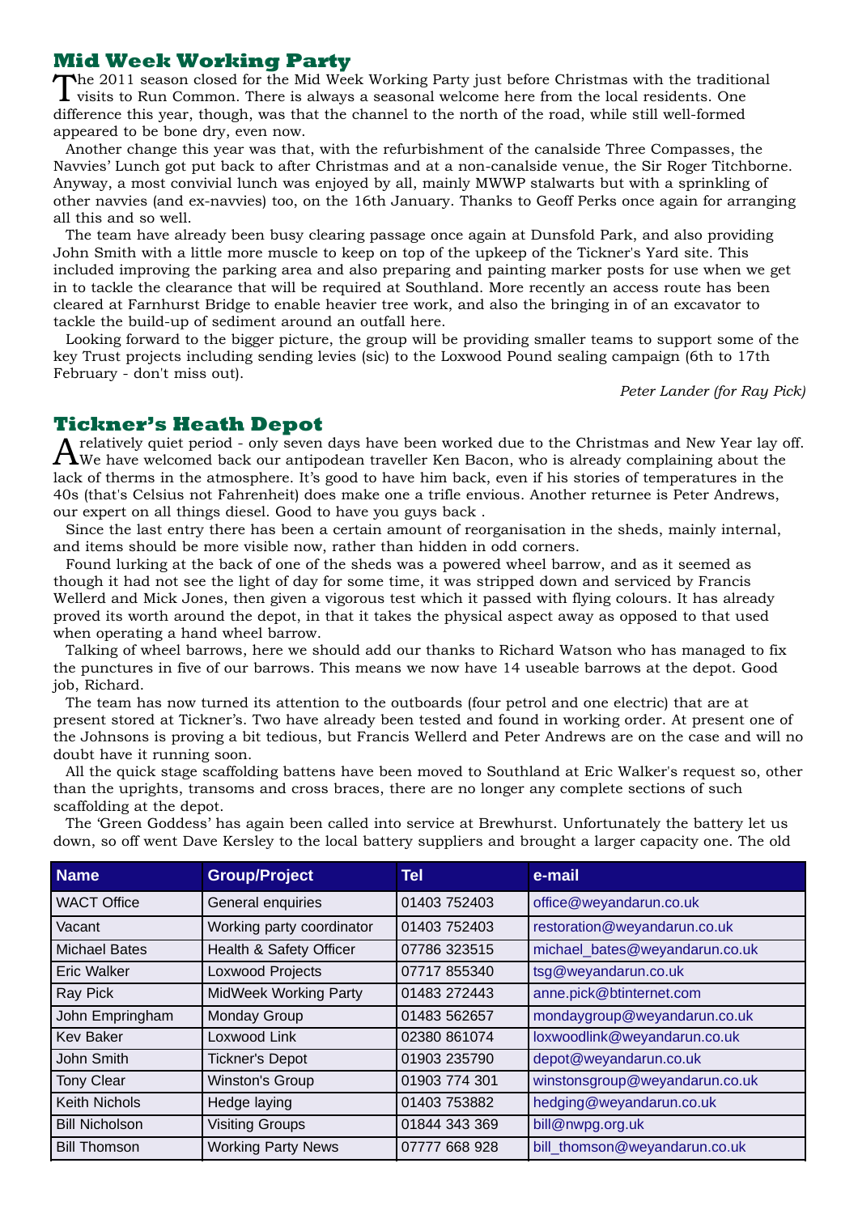## Mid Week Working Party

The 2011 season closed for the Mid Week Working Party just before Christmas with the traditional visits to Run Common. There is always a seasonal welcome here from the local residents. One difference this year, though, was that the channel to the north of the road, while still well-formed appeared to be bone dry, even now.

Another change this year was that, with the refurbishment of the canalside Three Compasses, the Navvies' Lunch got put back to after Christmas and at a non-canalside venue, the Sir Roger Titchborne. Anyway, a most convivial lunch was enjoyed by all, mainly MWWP stalwarts but with a sprinkling of other navvies (and ex-navvies) too, on the 16th January. Thanks to Geoff Perks once again for arranging all this and so well.

The team have already been busy clearing passage once again at Dunsfold Park, and also providing John Smith with a little more muscle to keep on top of the upkeep of the Tickner's Yard site. This included improving the parking area and also preparing and painting marker posts for use when we get in to tackle the clearance that will be required at Southland. More recently an access route has been cleared at Farnhurst Bridge to enable heavier tree work, and also the bringing in of an excavator to tackle the build-up of sediment around an outfall here.

Looking forward to the bigger picture, the group will be providing smaller teams to support some of the key Trust projects including sending levies (sic) to the Loxwood Pound sealing campaign (6th to 17th February - don't miss out).

*Peter Lander (for Ray Pick)*

## Tickner's Heath Depot

A relatively quiet period - only seven days have been worked due to the Christmas and New Year lay off. We have welcomed back our antipodean traveller Ken Bacon, who is already complaining about the lack of therms in the atmosphere. It's good to have him back, even if his stories of temperatures in the 40s (that's Celsius not Fahrenheit) does make one a trifle envious. Another returnee is Peter Andrews, our expert on all things diesel. Good to have you guys back .

Since the last entry there has been a certain amount of reorganisation in the sheds, mainly internal, and items should be more visible now, rather than hidden in odd corners.

Found lurking at the back of one of the sheds was a powered wheel barrow, and as it seemed as though it had not see the light of day for some time, it was stripped down and serviced by Francis Wellerd and Mick Jones, then given a vigorous test which it passed with flying colours. It has already proved its worth around the depot, in that it takes the physical aspect away as opposed to that used when operating a hand wheel barrow.

Talking of wheel barrows, here we should add our thanks to Richard Watson who has managed to fix the punctures in five of our barrows. This means we now have 14 useable barrows at the depot. Good job, Richard.

The team has now turned its attention to the outboards (four petrol and one electric) that are at present stored at Tickner's. Two have already been tested and found in working order. At present one of the Johnsons is proving a bit tedious, but Francis Wellerd and Peter Andrews are on the case and will no doubt have it running soon.

All the quick stage scaffolding battens have been moved to Southland at Eric Walker's request so, other than the uprights, transoms and cross braces, there are no longer any complete sections of such scaffolding at the depot.

The 'Green Goddess' has again been called into service at Brewhurst. Unfortunately the battery let us down, so off went Dave Kersley to the local battery suppliers and brought a larger capacity one. The old

| Name | Group/Project | Tel | e-mail |
|---|---|---|---|
| WACT Office | General enquiries | 01403 752403 | office@weyandarun.co.uk |
| Vacant | Working party coordinator | 01403 752403 | restoration@weyandarun.co.uk |
| Michael Bates | Health & Safety Officer | 07786 323515 | michael_bates@weyandarun.co.uk |
| Eric Walker | Loxwood Projects | 07717 855340 | tsg@weyandarun.co.uk |
| Ray Pick | MidWeek Working Party | 01483 272443 | anne.pick@btinternet.com |
| John Empringham | Monday Group | 01483 562657 | mondaygroup@weyandarun.co.uk |
| Kev Baker | Loxwood Link | 02380 861074 | loxwoodlink@weyandarun.co.uk |
| John Smith | Tickner's Depot | 01903 235790 | depot@weyandarun.co.uk |
| Tony Clear | Winston's Group | 01903 774 301 | winstonsgroup@weyandarun.co.uk |
| Keith Nichols | Hedge laying | 01403 753882 | hedging@weyandarun.co.uk |
| Bill Nicholson | Visiting Groups | 01844 343 369 | bill@nwpg.org.uk |
| Bill Thomson | Working Party News | 07777 668 928 | bill_thomson@weyandarun.co.uk |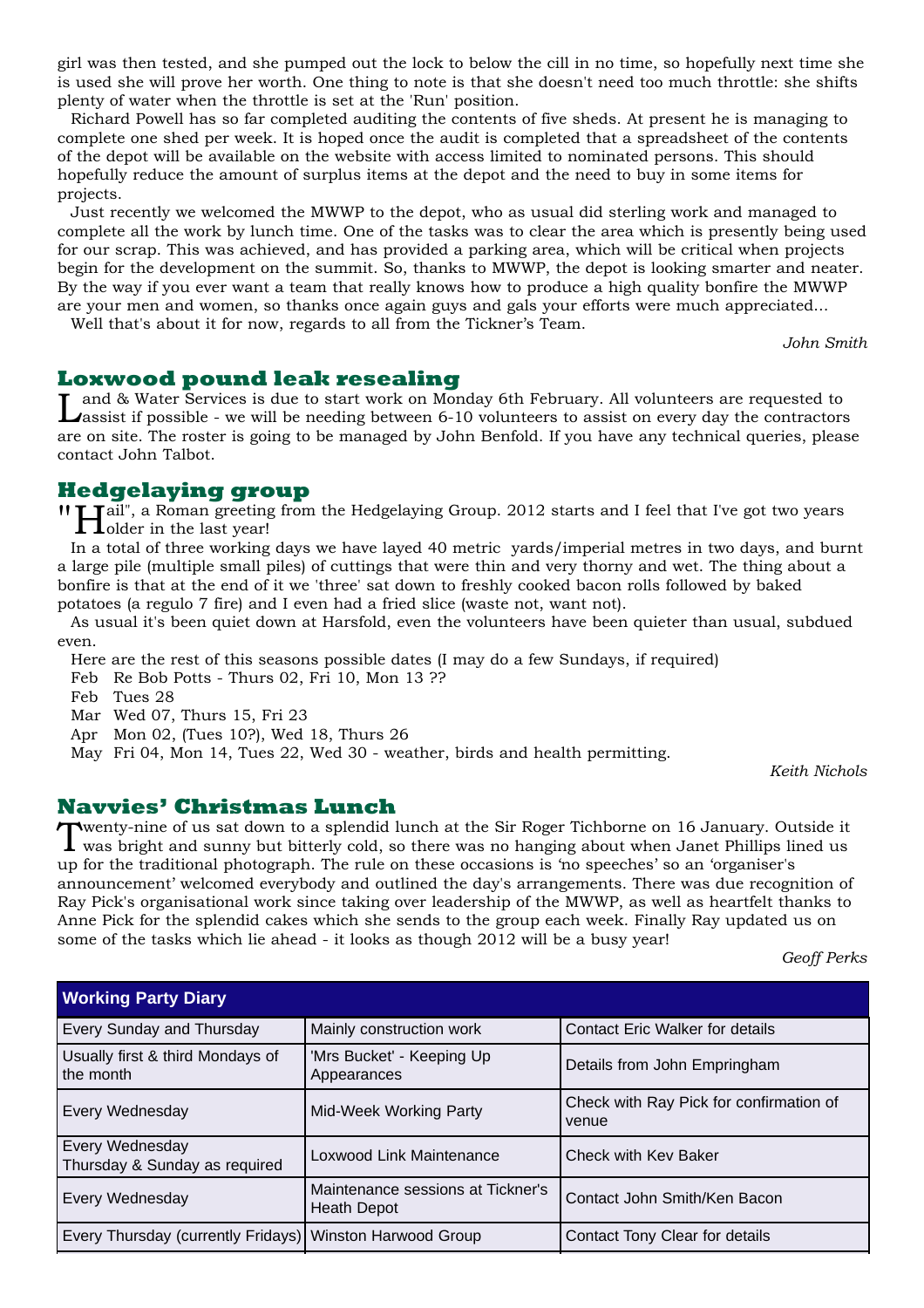girl was then tested, and she pumped out the lock to below the cill in no time, so hopefully next time she is used she will prove her worth. One thing to note is that she doesn't need too much throttle: she shifts plenty of water when the throttle is set at the 'Run' position.

Richard Powell has so far completed auditing the contents of five sheds. At present he is managing to complete one shed per week. It is hoped once the audit is completed that a spreadsheet of the contents of the depot will be available on the website with access limited to nominated persons. This should hopefully reduce the amount of surplus items at the depot and the need to buy in some items for projects.

Just recently we welcomed the MWWP to the depot, who as usual did sterling work and managed to complete all the work by lunch time. One of the tasks was to clear the area which is presently being used for our scrap. This was achieved, and has provided a parking area, which will be critical when projects begin for the development on the summit. So, thanks to MWWP, the depot is looking smarter and neater. By the way if you ever want a team that really knows how to produce a high quality bonfire the MWWP are your men and women, so thanks once again guys and gals your efforts were much appreciated...

Well that's about it for now, regards to all from the Tickner's Team.

*John Smith*

## Loxwood pound leak resealing

Land & Water Services is due to start work on Monday 6th February. All volunteers are requested to assist if possible - we will be needing between 6-10 volunteers to assist on every day the contractors are on site. The roster is going to be managed by John Benfold. If you have any technical queries, please contact John Talbot.

## Hedgelaying group

"Hail", a Roman greeting from the Hedgelaying Group. 2012 starts and I feel that I've got two years older in the last year!

In a total of three working days we have layed 40 metric yards/imperial metres in two days, and burnt a large pile (multiple small piles) of cuttings that were thin and very thorny and wet. The thing about a bonfire is that at the end of it we 'three' sat down to freshly cooked bacon rolls followed by baked potatoes (a regulo 7 fire) and I even had a fried slice (waste not, want not).

As usual it's been quiet down at Harsfold, even the volunteers have been quieter than usual, subdued even.

Here are the rest of this seasons possible dates (I may do a few Sundays, if required)

Feb Re Bob Potts - Thurs 02, Fri 10, Mon 13 ??
Feb Tues 28
Mar Wed 07, Thurs 15, Fri 23
Apr Mon 02, (Tues 10?), Wed 18, Thurs 26
May Fri 04, Mon 14, Tues 22, Wed 30 - weather, birds and health permitting.

*Keith Nichols*

## Navvies' Christmas Lunch

Twenty-nine of us sat down to a splendid lunch at the Sir Roger Tichborne on 16 January. Outside it was bright and sunny but bitterly cold, so there was no hanging about when Janet Phillips lined us up for the traditional photograph. The rule on these occasions is 'no speeches' so an 'organiser's announcement' welcomed everybody and outlined the day's arrangements. There was due recognition of Ray Pick's organisational work since taking over leadership of the MWWP, as well as heartfelt thanks to Anne Pick for the splendid cakes which she sends to the group each week. Finally Ray updated us on some of the tasks which lie ahead - it looks as though 2012 will be a busy year!

*Geoff Perks*

| Working Party Diary | | |
|---|---|---|
| Every Sunday and Thursday | Mainly construction work | Contact Eric Walker for details |
| Usually first & third Mondays of the month | 'Mrs Bucket' - Keeping Up Appearances | Details from John Empringham |
| Every Wednesday | Mid-Week Working Party | Check with Ray Pick for confirmation of venue |
| Every Wednesday Thursday & Sunday as required | Loxwood Link Maintenance | Check with Kev Baker |
| Every Wednesday | Maintenance sessions at Tickner's Heath Depot | Contact John Smith/Ken Bacon |
| Every Thursday (currently Fridays) | Winston Harwood Group | Contact Tony Clear for details |